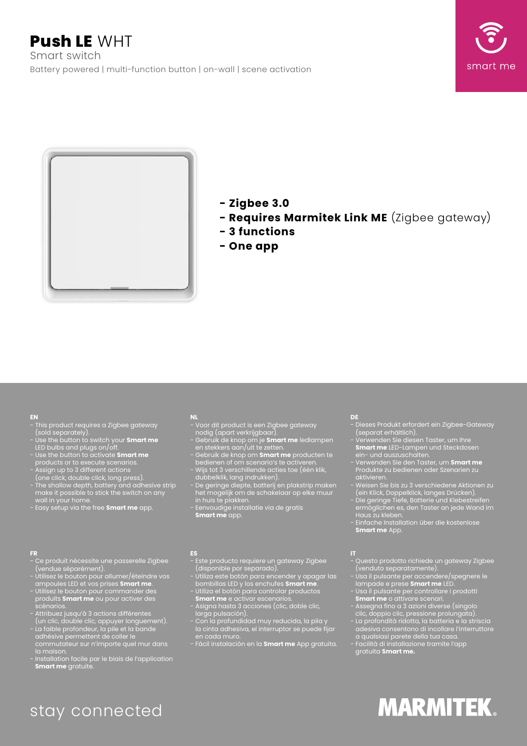# **Push LE** WHT

Smart switch

Battery powered | multi-function button | on-wall | scene activation

smart me

- **Zigbee 3.0**
- **Requires Marmitek Link ME** (Zigbee gateway)
- **3 functions**
- **One app**

**EN**

- This product requires a Zigbee gateway (sold separately).
- Use the button to switch your **Smart me** LED bulbs and plugs on/off.
- Use the button to activate **Smart me** products or to execute scenarios.
- Assign up to 3 different actions (one click, double click, long press).
- The shallow depth, battery and adhesive strip make it possible to stick the switch on any wall in your home.
- Easy setup via the free **Smart me** app.

**NL**

- Voor dit product is een Zigbee gateway nodig (apart verkrijgbaar).
- Gebruik de knop om je **Smart me** ledlampen en stekkers aan/uit te zetten.
- Gebruik de knop om **Smart me** producten te bedienen of om scenario's te activeren.
- Wijs tot 3 verschillende acties toe (één klik, dubbelklik, lang indrukken).
- De geringe diepte, batterij en plakstrip maken het mogelijk om de schakelaar op elke muur in huis te plakken.
- Eenvoudige installatie via de gratis **Smart me** app.

**DE**

- Dieses Produkt erfordert ein Zigbee-Gateway (separat erhältlich).
- Verwenden Sie diesen Taster, um Ihre **Smart me** LED-Lampen und Steckdosen ein- und auszuschalten.
- Verwenden Sie den Taster, um **Smart me** Produkte zu bedienen oder Szenarien zu aktivieren.
- Weisen Sie bis zu 3 verschiedene Aktionen zu (ein Klick, Doppelklick, langes Drücken).
- Die geringe Tiefe, Batterie und Klebestreifen ermöglichen es, den Taster an jede Wand im Haus zu kleben.
- Einfache Installation über die kostenlose **Smart me** App.

**FR**

- Ce produit nécessite une passerelle Zigbee (vendue séparément).
- Utilisez le bouton pour allumer/éteindre vos ampoules LED et vos prises **Smart me**.
- Utilisez le bouton pour commander des produits **Smart me** ou pour activer des scénarios.
- Attribuez jusqu'à 3 actions différentes (un clic, double clic, appuyer longuement).
- La faible profondeur, la pile et la bande adhésive permettent de coller le commutateur sur n'importe quel mur dans la maison.
- Installation facile par le biais de l'application **Smart me** gratuite.

**ES**

- Este producto requiere un gateway Zigbee (disponible por separado).
- Utiliza este botón para encender y apagar las bombillas LED y los enchufes **Smart me**.
- Utiliza el botón para controlar productos **Smart me** e activar escenarios.
- Asigna hasta 3 acciones (clic, doble clic, larga pulsación).
- Con la profundidad muy reducida, la pila y la cinta adhesiva, el interruptor se puede fijar en cada muro.
- Fácil instalación en la **Smart me** App gratuita.

**IT**

- Questo prodotto richiede un gateway Zigbee (venduto separatamente).
- Usa il pulsante per accendere/spegnere le lampade e prese **Smart me** LED.
- Usa il pulsante per controllare i prodotti **Smart me** o attivare scenari.
- Assegna fino a 3 azioni diverse (singolo clic, doppio clic, pressione prolungata).
- La profondità ridotta, la batteria e la striscia adesiva consentono di incollare l'interruttore a qualsiasi parete della tua casa.
- Facilità di installazione tramite l'app gratuita **Smart me.**

stay connected

MARMITEK.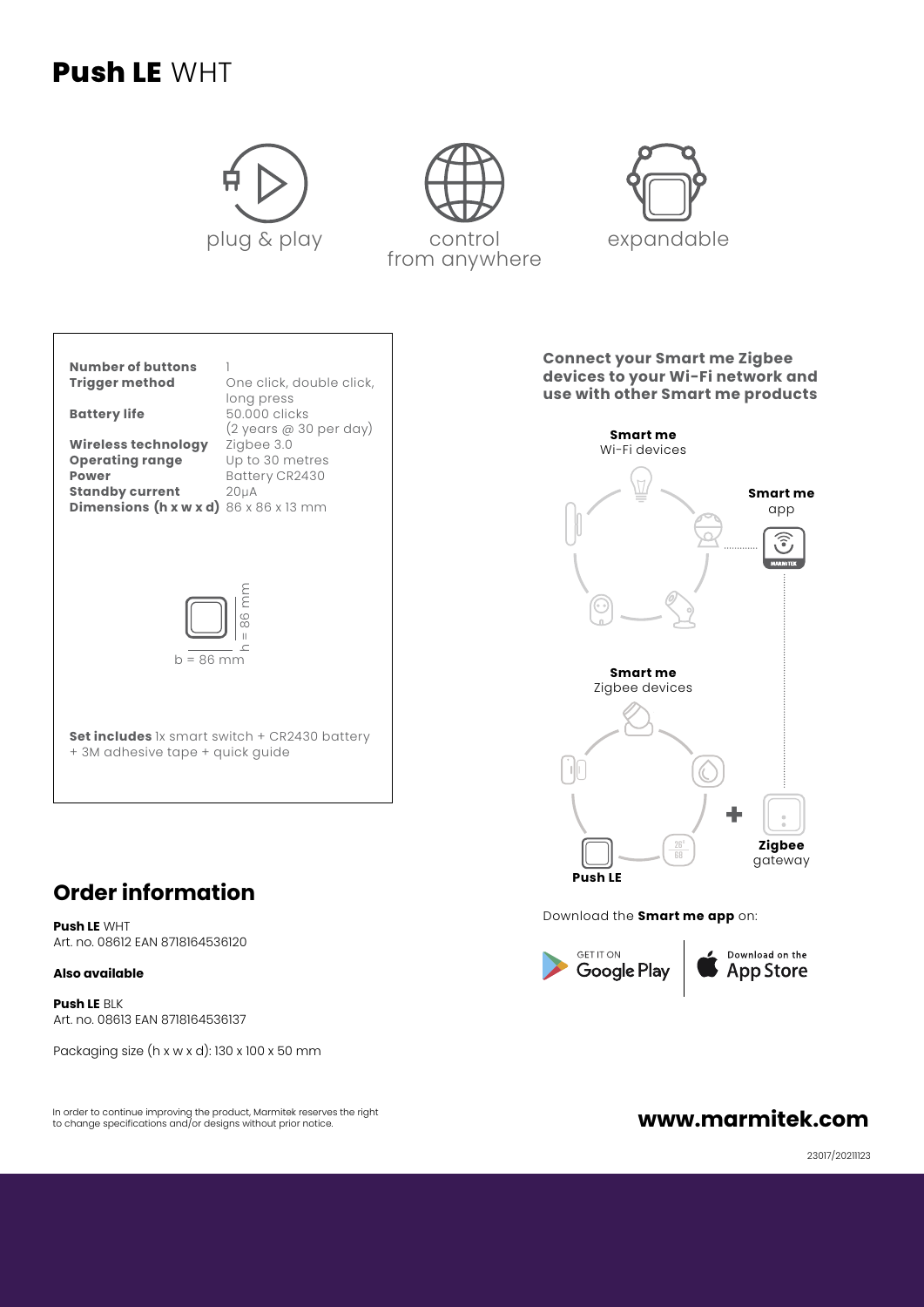# **Push LE** WHT

plug & play

control from anywhere

expandable

| | |
|---|---|
| **Number of buttons** | 1 |
| **Trigger method** | One click, double click, long press |
| **Battery life** | 50.000 clicks (2 years @ 30 per day) |
| **Wireless technology** | Zigbee 3.0 |
| **Operating range** | Up to 30 metres |
| **Power** | Battery CR2430 |
| **Standby current** | 20µA |
| **Dimensions (h x w x d)** | 86 x 86 x 13 mm |

h = 86 mm

b = 86 mm

**Set includes** 1x smart switch + CR2430 battery + 3M adhesive tape + quick guide

**Connect your Smart me Zigbee devices to your Wi-Fi network and use with other Smart me products**

**Smart me** Wi-Fi devices

**Smart me** app

**Smart me** Zigbee devices

**Push LE**

**Zigbee** gateway

Download the **Smart me app** on:

GET IT ON Google Play

Download on the App Store

## Order information

**Push LE** WHT
Art. no. 08612 EAN 8718164536120

**Also available**

**Push LE** BLK
Art. no. 08613 EAN 8718164536137

Packaging size (h x w x d): 130 x 100 x 50 mm

In order to continue improving the product, Marmitek reserves the right to change specifications and/or designs without prior notice.

**www.marmitek.com**

23017/20211123